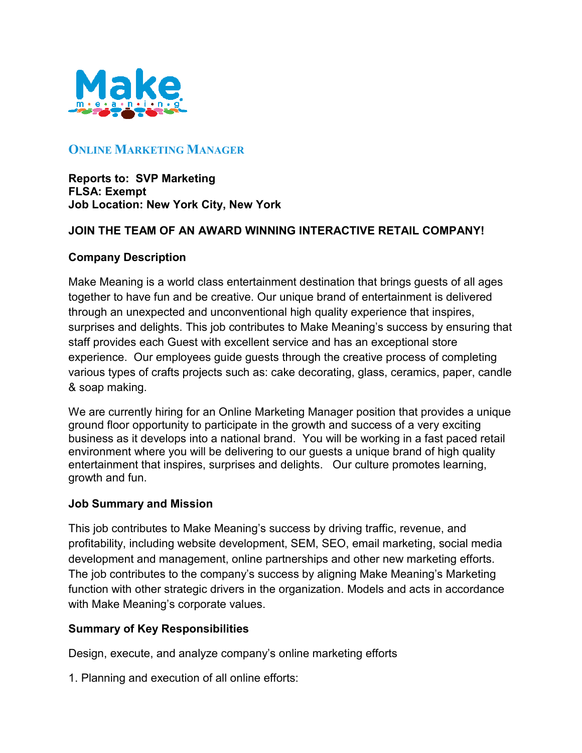# Online Marketing Manager

**Reports to: SVP Marketing**
**FLSA: Exempt**
**Job Location: New York City, New York**

**JOIN THE TEAM OF AN AWARD WINNING INTERACTIVE RETAIL COMPANY!**

**Company Description**

Make Meaning is a world class entertainment destination that brings guests of all ages together to have fun and be creative. Our unique brand of entertainment is delivered through an unexpected and unconventional high quality experience that inspires, surprises and delights. This job contributes to Make Meaning's success by ensuring that staff provides each Guest with excellent service and has an exceptional store experience. Our employees guide guests through the creative process of completing various types of crafts projects such as: cake decorating, glass, ceramics, paper, candle & soap making.

We are currently hiring for an Online Marketing Manager position that provides a unique ground floor opportunity to participate in the growth and success of a very exciting business as it develops into a national brand. You will be working in a fast paced retail environment where you will be delivering to our guests a unique brand of high quality entertainment that inspires, surprises and delights. Our culture promotes learning, growth and fun.

**Job Summary and Mission**

This job contributes to Make Meaning's success by driving traffic, revenue, and profitability, including website development, SEM, SEO, email marketing, social media development and management, online partnerships and other new marketing efforts. The job contributes to the company's success by aligning Make Meaning's Marketing function with other strategic drivers in the organization. Models and acts in accordance with Make Meaning's corporate values.

**Summary of Key Responsibilities**

Design, execute, and analyze company's online marketing efforts

1. Planning and execution of all online efforts: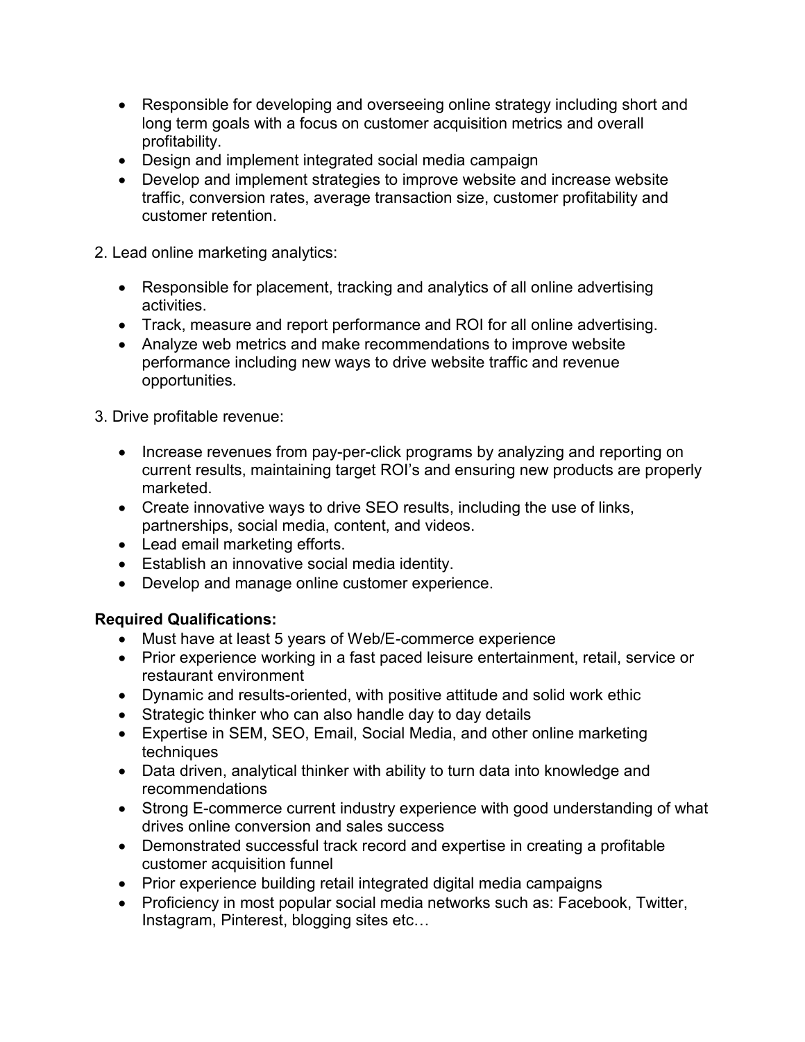- Responsible for developing and overseeing online strategy including short and long term goals with a focus on customer acquisition metrics and overall profitability.
- Design and implement integrated social media campaign
- Develop and implement strategies to improve website and increase website traffic, conversion rates, average transaction size, customer profitability and customer retention.

2. Lead online marketing analytics:

- Responsible for placement, tracking and analytics of all online advertising activities.
- Track, measure and report performance and ROI for all online advertising.
- Analyze web metrics and make recommendations to improve website performance including new ways to drive website traffic and revenue opportunities.

3. Drive profitable revenue:

- Increase revenues from pay-per-click programs by analyzing and reporting on current results, maintaining target ROI's and ensuring new products are properly marketed.
- Create innovative ways to drive SEO results, including the use of links, partnerships, social media, content, and videos.
- Lead email marketing efforts.
- Establish an innovative social media identity.
- Develop and manage online customer experience.

**Required Qualifications:**

- Must have at least 5 years of Web/E-commerce experience
- Prior experience working in a fast paced leisure entertainment, retail, service or restaurant environment
- Dynamic and results-oriented, with positive attitude and solid work ethic
- Strategic thinker who can also handle day to day details
- Expertise in SEM, SEO, Email, Social Media, and other online marketing techniques
- Data driven, analytical thinker with ability to turn data into knowledge and recommendations
- Strong E-commerce current industry experience with good understanding of what drives online conversion and sales success
- Demonstrated successful track record and expertise in creating a profitable customer acquisition funnel
- Prior experience building retail integrated digital media campaigns
- Proficiency in most popular social media networks such as: Facebook, Twitter, Instagram, Pinterest, blogging sites etc…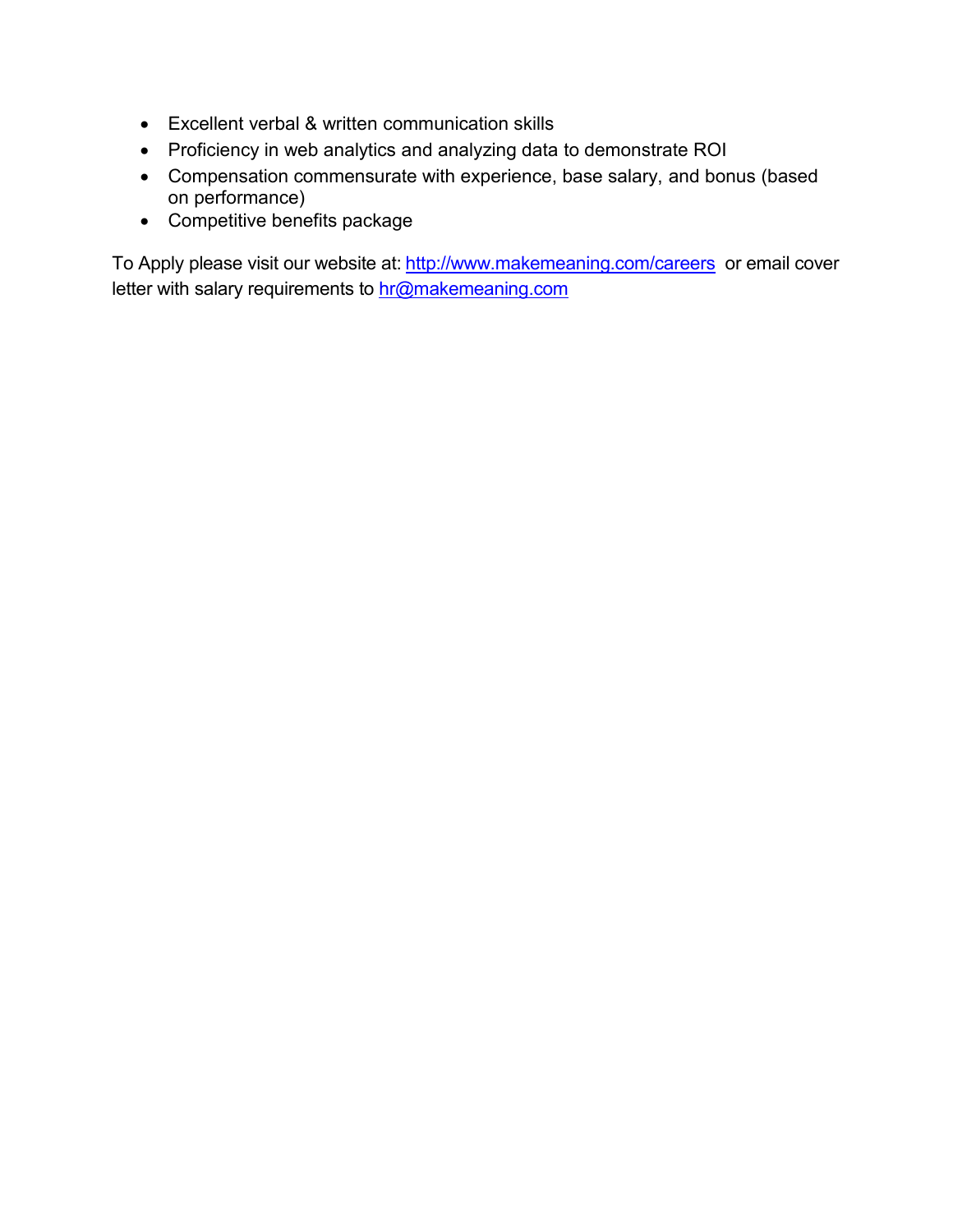- Excellent verbal & written communication skills
- Proficiency in web analytics and analyzing data to demonstrate ROI
- Compensation commensurate with experience, base salary, and bonus (based on performance)
- Competitive benefits package

To Apply please visit our website at: http://www.makemeaning.com/careers or email cover letter with salary requirements to hr@makemeaning.com